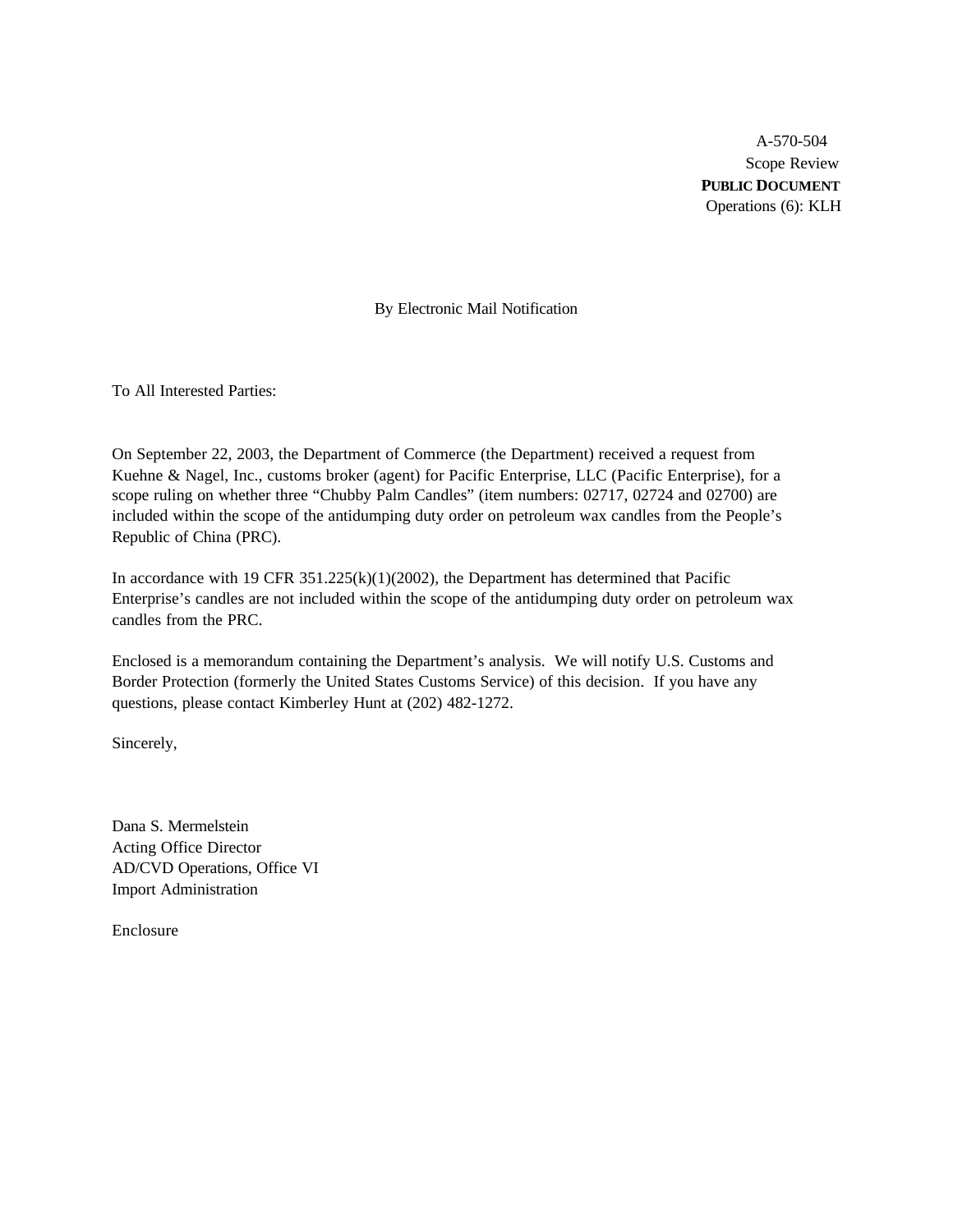A-570-504
Scope Review
**PUBLIC DOCUMENT**
Operations (6): KLH

By Electronic Mail Notification

To All Interested Parties:

On September 22, 2003, the Department of Commerce (the Department) received a request from Kuehne & Nagel, Inc., customs broker (agent) for Pacific Enterprise, LLC (Pacific Enterprise), for a scope ruling on whether three "Chubby Palm Candles" (item numbers: 02717, 02724 and 02700) are included within the scope of the antidumping duty order on petroleum wax candles from the People's Republic of China (PRC).

In accordance with 19 CFR 351.225(k)(1)(2002), the Department has determined that Pacific Enterprise's candles are not included within the scope of the antidumping duty order on petroleum wax candles from the PRC.

Enclosed is a memorandum containing the Department's analysis. We will notify U.S. Customs and Border Protection (formerly the United States Customs Service) of this decision. If you have any questions, please contact Kimberley Hunt at (202) 482-1272.

Sincerely,

Dana S. Mermelstein
Acting Office Director
AD/CVD Operations, Office VI
Import Administration

Enclosure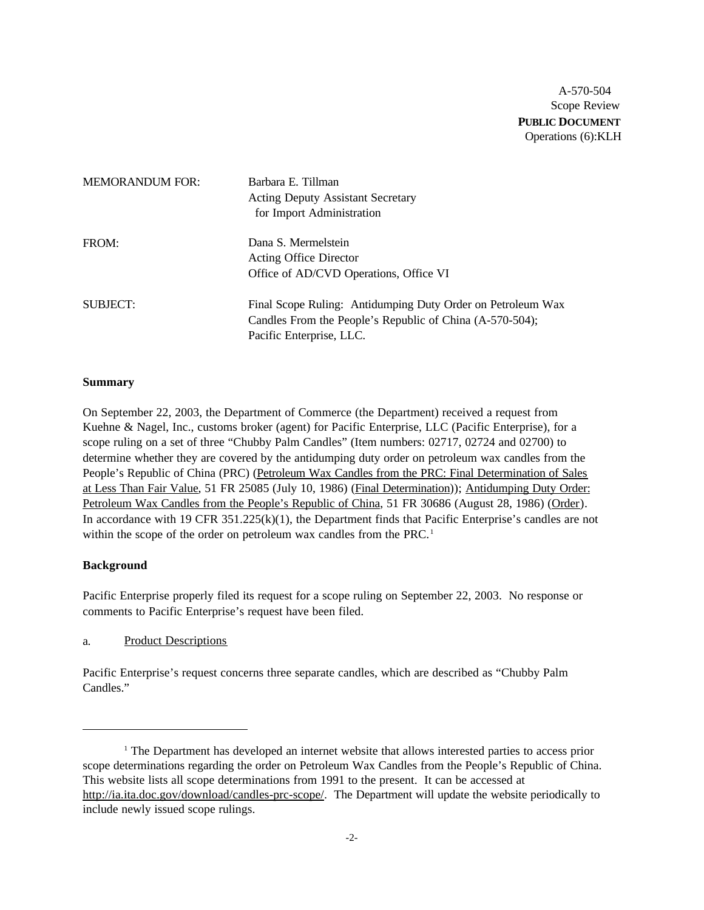A-570-504
Scope Review
**PUBLIC DOCUMENT**
Operations (6):KLH

MEMORANDUM FOR: Barbara E. Tillman
Acting Deputy Assistant Secretary
for Import Administration

FROM: Dana S. Mermelstein
Acting Office Director
Office of AD/CVD Operations, Office VI

SUBJECT: Final Scope Ruling: Antidumping Duty Order on Petroleum Wax Candles From the People's Republic of China (A-570-504); Pacific Enterprise, LLC.

**Summary**

On September 22, 2003, the Department of Commerce (the Department) received a request from Kuehne & Nagel, Inc., customs broker (agent) for Pacific Enterprise, LLC (Pacific Enterprise), for a scope ruling on a set of three "Chubby Palm Candles" (Item numbers: 02717, 02724 and 02700) to determine whether they are covered by the antidumping duty order on petroleum wax candles from the People's Republic of China (PRC) (Petroleum Wax Candles from the PRC: Final Determination of Sales at Less Than Fair Value, 51 FR 25085 (July 10, 1986) (Final Determination)); Antidumping Duty Order: Petroleum Wax Candles from the People's Republic of China, 51 FR 30686 (August 28, 1986) (Order). In accordance with 19 CFR 351.225(k)(1), the Department finds that Pacific Enterprise's candles are not within the scope of the order on petroleum wax candles from the PRC.[1]

**Background**

Pacific Enterprise properly filed its request for a scope ruling on September 22, 2003. No response or comments to Pacific Enterprise's request have been filed.

a. Product Descriptions

Pacific Enterprise's request concerns three separate candles, which are described as "Chubby Palm Candles."

[1] The Department has developed an internet website that allows interested parties to access prior scope determinations regarding the order on Petroleum Wax Candles from the People's Republic of China. This website lists all scope determinations from 1991 to the present. It can be accessed at http://ia.ita.doc.gov/download/candles-prc-scope/. The Department will update the website periodically to include newly issued scope rulings.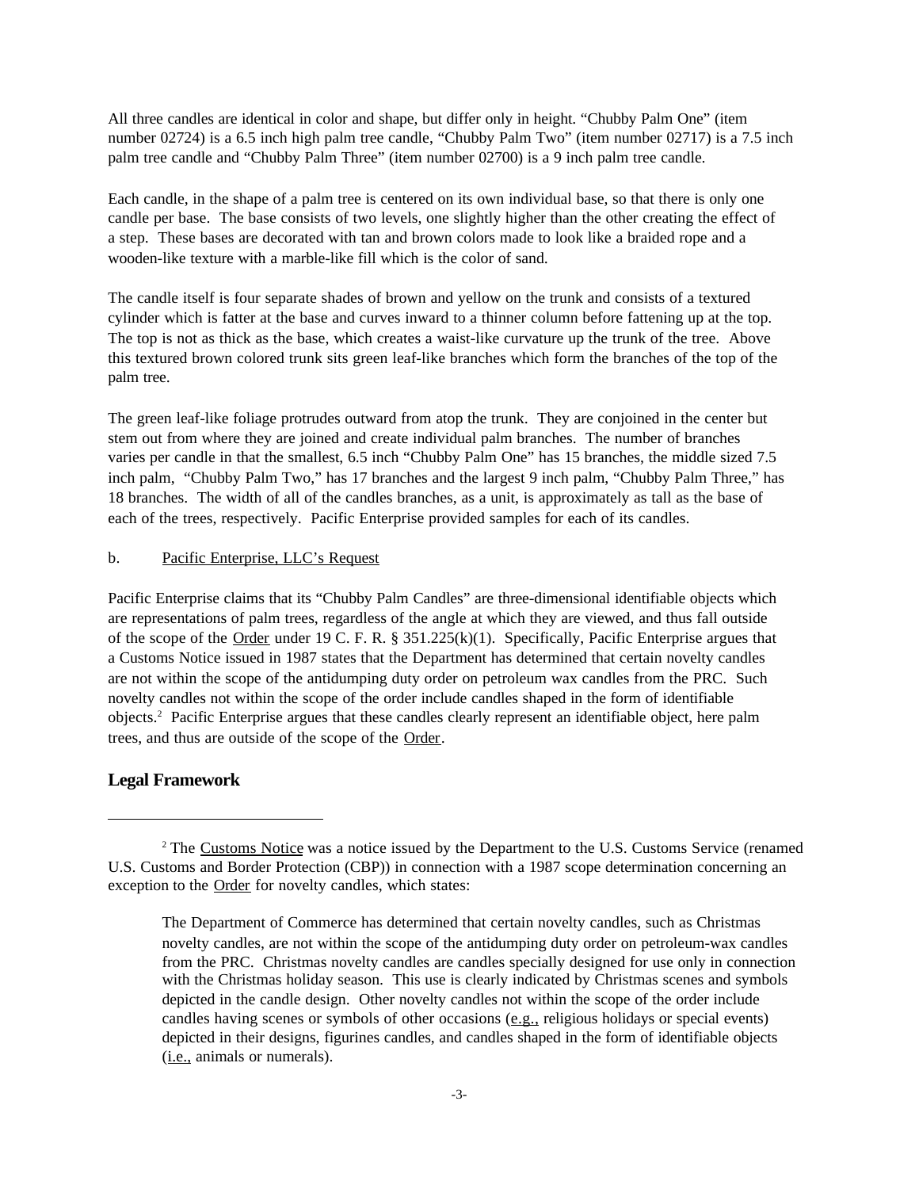All three candles are identical in color and shape, but differ only in height. "Chubby Palm One" (item number 02724) is a 6.5 inch high palm tree candle, "Chubby Palm Two" (item number 02717) is a 7.5 inch palm tree candle and "Chubby Palm Three" (item number 02700) is a 9 inch palm tree candle.

Each candle, in the shape of a palm tree is centered on its own individual base, so that there is only one candle per base. The base consists of two levels, one slightly higher than the other creating the effect of a step. These bases are decorated with tan and brown colors made to look like a braided rope and a wooden-like texture with a marble-like fill which is the color of sand.

The candle itself is four separate shades of brown and yellow on the trunk and consists of a textured cylinder which is fatter at the base and curves inward to a thinner column before fattening up at the top. The top is not as thick as the base, which creates a waist-like curvature up the trunk of the tree. Above this textured brown colored trunk sits green leaf-like branches which form the branches of the top of the palm tree.

The green leaf-like foliage protrudes outward from atop the trunk. They are conjoined in the center but stem out from where they are joined and create individual palm branches. The number of branches varies per candle in that the smallest, 6.5 inch "Chubby Palm One" has 15 branches, the middle sized 7.5 inch palm, "Chubby Palm Two," has 17 branches and the largest 9 inch palm, "Chubby Palm Three," has 18 branches. The width of all of the candles branches, as a unit, is approximately as tall as the base of each of the trees, respectively. Pacific Enterprise provided samples for each of its candles.

b. Pacific Enterprise, LLC's Request

Pacific Enterprise claims that its "Chubby Palm Candles" are three-dimensional identifiable objects which are representations of palm trees, regardless of the angle at which they are viewed, and thus fall outside of the scope of the Order under 19 C. F. R. § 351.225(k)(1). Specifically, Pacific Enterprise argues that a Customs Notice issued in 1987 states that the Department has determined that certain novelty candles are not within the scope of the antidumping duty order on petroleum wax candles from the PRC. Such novelty candles not within the scope of the order include candles shaped in the form of identifiable objects.[2] Pacific Enterprise argues that these candles clearly represent an identifiable object, here palm trees, and thus are outside of the scope of the Order.

## Legal Framework

---

[2] The Customs Notice was a notice issued by the Department to the U.S. Customs Service (renamed U.S. Customs and Border Protection (CBP)) in connection with a 1987 scope determination concerning an exception to the Order for novelty candles, which states:

> The Department of Commerce has determined that certain novelty candles, such as Christmas novelty candles, are not within the scope of the antidumping duty order on petroleum-wax candles from the PRC. Christmas novelty candles are candles specially designed for use only in connection with the Christmas holiday season. This use is clearly indicated by Christmas scenes and symbols depicted in the candle design. Other novelty candles not within the scope of the order include candles having scenes or symbols of other occasions (e.g., religious holidays or special events) depicted in their designs, figurines candles, and candles shaped in the form of identifiable objects (i.e., animals or numerals).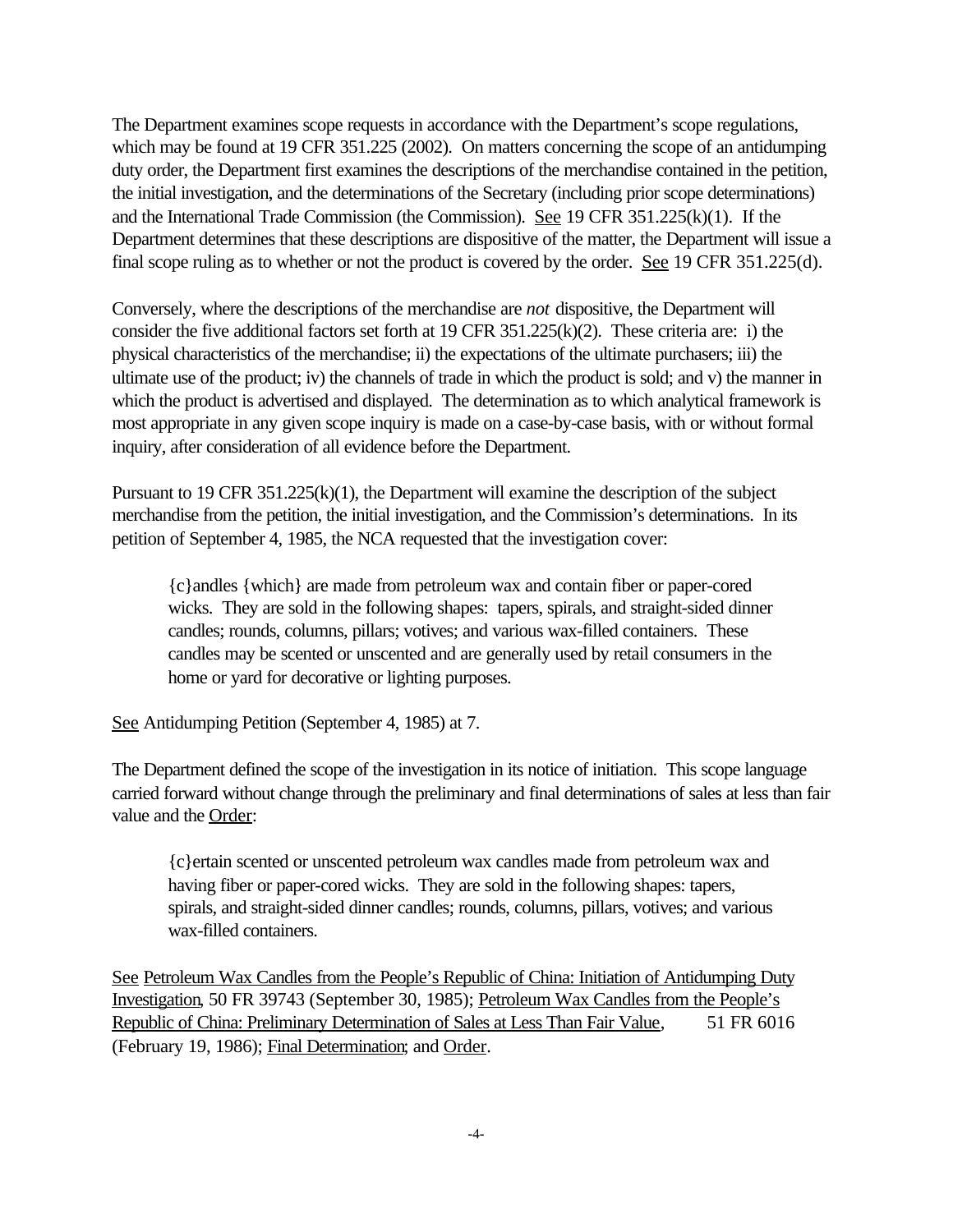The Department examines scope requests in accordance with the Department's scope regulations, which may be found at 19 CFR 351.225 (2002). On matters concerning the scope of an antidumping duty order, the Department first examines the descriptions of the merchandise contained in the petition, the initial investigation, and the determinations of the Secretary (including prior scope determinations) and the International Trade Commission (the Commission). See 19 CFR 351.225(k)(1). If the Department determines that these descriptions are dispositive of the matter, the Department will issue a final scope ruling as to whether or not the product is covered by the order. See 19 CFR 351.225(d).

Conversely, where the descriptions of the merchandise are *not* dispositive, the Department will consider the five additional factors set forth at 19 CFR 351.225(k)(2). These criteria are: i) the physical characteristics of the merchandise; ii) the expectations of the ultimate purchasers; iii) the ultimate use of the product; iv) the channels of trade in which the product is sold; and v) the manner in which the product is advertised and displayed. The determination as to which analytical framework is most appropriate in any given scope inquiry is made on a case-by-case basis, with or without formal inquiry, after consideration of all evidence before the Department.

Pursuant to 19 CFR 351.225(k)(1), the Department will examine the description of the subject merchandise from the petition, the initial investigation, and the Commission's determinations. In its petition of September 4, 1985, the NCA requested that the investigation cover:

> {c}andles {which} are made from petroleum wax and contain fiber or paper-cored wicks. They are sold in the following shapes: tapers, spirals, and straight-sided dinner candles; rounds, columns, pillars; votives; and various wax-filled containers. These candles may be scented or unscented and are generally used by retail consumers in the home or yard for decorative or lighting purposes.

See Antidumping Petition (September 4, 1985) at 7.

The Department defined the scope of the investigation in its notice of initiation. This scope language carried forward without change through the preliminary and final determinations of sales at less than fair value and the Order:

> {c}ertain scented or unscented petroleum wax candles made from petroleum wax and having fiber or paper-cored wicks. They are sold in the following shapes: tapers, spirals, and straight-sided dinner candles; rounds, columns, pillars, votives; and various wax-filled containers.

See Petroleum Wax Candles from the People's Republic of China: Initiation of Antidumping Duty Investigation, 50 FR 39743 (September 30, 1985); Petroleum Wax Candles from the People's Republic of China: Preliminary Determination of Sales at Less Than Fair Value, 51 FR 6016 (February 19, 1986); Final Determination; and Order.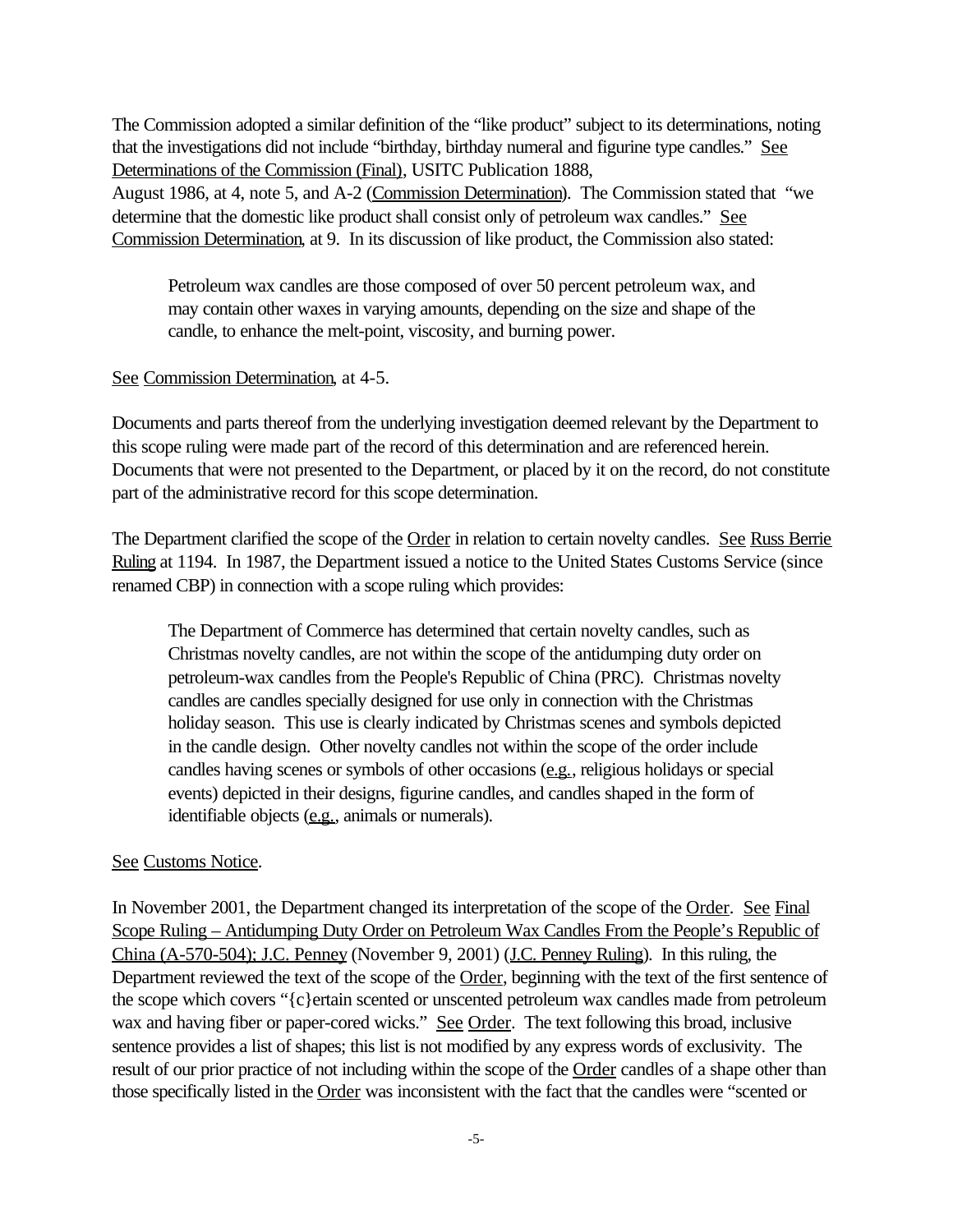The Commission adopted a similar definition of the "like product" subject to its determinations, noting that the investigations did not include "birthday, birthday numeral and figurine type candles." See Determinations of the Commission (Final), USITC Publication 1888, August 1986, at 4, note 5, and A-2 (Commission Determination). The Commission stated that "we determine that the domestic like product shall consist only of petroleum wax candles." See Commission Determination, at 9. In its discussion of like product, the Commission also stated:

> Petroleum wax candles are those composed of over 50 percent petroleum wax, and may contain other waxes in varying amounts, depending on the size and shape of the candle, to enhance the melt-point, viscosity, and burning power.

See Commission Determination, at 4-5.

Documents and parts thereof from the underlying investigation deemed relevant by the Department to this scope ruling were made part of the record of this determination and are referenced herein. Documents that were not presented to the Department, or placed by it on the record, do not constitute part of the administrative record for this scope determination.

The Department clarified the scope of the Order in relation to certain novelty candles. See Russ Berrie Ruling at 1194. In 1987, the Department issued a notice to the United States Customs Service (since renamed CBP) in connection with a scope ruling which provides:

> The Department of Commerce has determined that certain novelty candles, such as Christmas novelty candles, are not within the scope of the antidumping duty order on petroleum-wax candles from the People's Republic of China (PRC). Christmas novelty candles are candles specially designed for use only in connection with the Christmas holiday season. This use is clearly indicated by Christmas scenes and symbols depicted in the candle design. Other novelty candles not within the scope of the order include candles having scenes or symbols of other occasions (e.g., religious holidays or special events) depicted in their designs, figurine candles, and candles shaped in the form of identifiable objects (e.g., animals or numerals).

See Customs Notice.

In November 2001, the Department changed its interpretation of the scope of the Order. See Final Scope Ruling – Antidumping Duty Order on Petroleum Wax Candles From the People's Republic of China (A-570-504); J.C. Penney (November 9, 2001) (J.C. Penney Ruling). In this ruling, the Department reviewed the text of the scope of the Order, beginning with the text of the first sentence of the scope which covers "{c}ertain scented or unscented petroleum wax candles made from petroleum wax and having fiber or paper-cored wicks." See Order. The text following this broad, inclusive sentence provides a list of shapes; this list is not modified by any express words of exclusivity. The result of our prior practice of not including within the scope of the Order candles of a shape other than those specifically listed in the Order was inconsistent with the fact that the candles were "scented or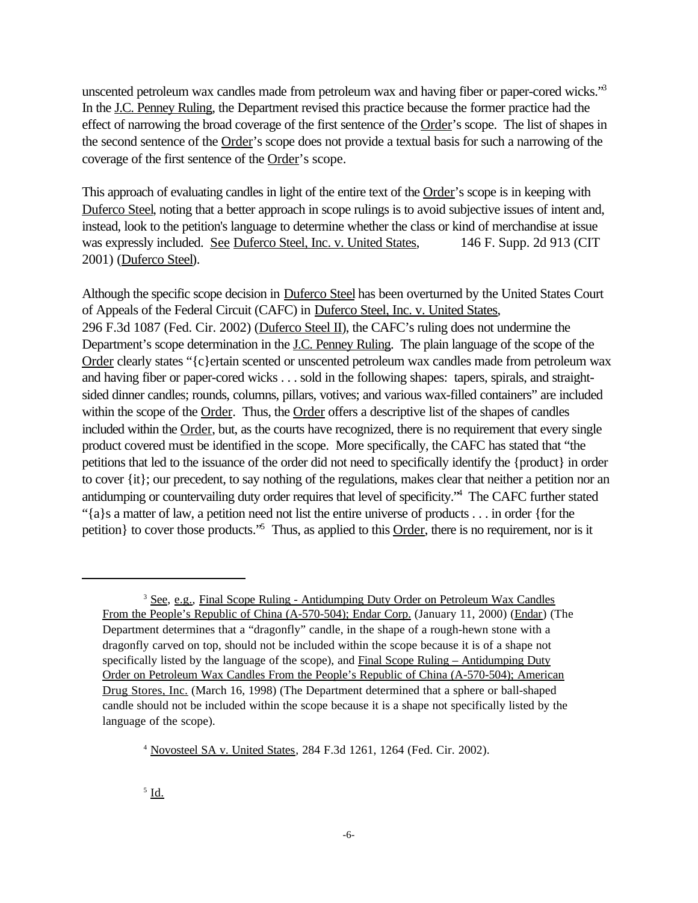unscented petroleum wax candles made from petroleum wax and having fiber or paper-cored wicks."[3] In the J.C. Penney Ruling, the Department revised this practice because the former practice had the effect of narrowing the broad coverage of the first sentence of the Order's scope. The list of shapes in the second sentence of the Order's scope does not provide a textual basis for such a narrowing of the coverage of the first sentence of the Order's scope.

This approach of evaluating candles in light of the entire text of the Order's scope is in keeping with Duferco Steel, noting that a better approach in scope rulings is to avoid subjective issues of intent and, instead, look to the petition's language to determine whether the class or kind of merchandise at issue was expressly included. See Duferco Steel, Inc. v. United States, 146 F. Supp. 2d 913 (CIT 2001) (Duferco Steel).

Although the specific scope decision in Duferco Steel has been overturned by the United States Court of Appeals of the Federal Circuit (CAFC) in Duferco Steel, Inc. v. United States, 296 F.3d 1087 (Fed. Cir. 2002) (Duferco Steel II), the CAFC's ruling does not undermine the Department's scope determination in the J.C. Penney Ruling. The plain language of the scope of the Order clearly states "{c}ertain scented or unscented petroleum wax candles made from petroleum wax and having fiber or paper-cored wicks . . . sold in the following shapes: tapers, spirals, and straight-sided dinner candles; rounds, columns, pillars, votives; and various wax-filled containers" are included within the scope of the Order. Thus, the Order offers a descriptive list of the shapes of candles included within the Order, but, as the courts have recognized, there is no requirement that every single product covered must be identified in the scope. More specifically, the CAFC has stated that "the petitions that led to the issuance of the order did not need to specifically identify the {product} in order to cover {it}; our precedent, to say nothing of the regulations, makes clear that neither a petition nor an antidumping or countervailing duty order requires that level of specificity."[4] The CAFC further stated "{a}s a matter of law, a petition need not list the entire universe of products . . . in order {for the petition} to cover those products."[5] Thus, as applied to this Order, there is no requirement, nor is it

---

[3] See, e.g., Final Scope Ruling - Antidumping Duty Order on Petroleum Wax Candles From the People's Republic of China (A-570-504); Endar Corp. (January 11, 2000) (Endar) (The Department determines that a "dragonfly" candle, in the shape of a rough-hewn stone with a dragonfly carved on top, should not be included within the scope because it is of a shape not specifically listed by the language of the scope), and Final Scope Ruling – Antidumping Duty Order on Petroleum Wax Candles From the People's Republic of China (A-570-504); American Drug Stores, Inc. (March 16, 1998) (The Department determined that a sphere or ball-shaped candle should not be included within the scope because it is a shape not specifically listed by the language of the scope).

[4] Novosteel SA v. United States, 284 F.3d 1261, 1264 (Fed. Cir. 2002).

[5] Id.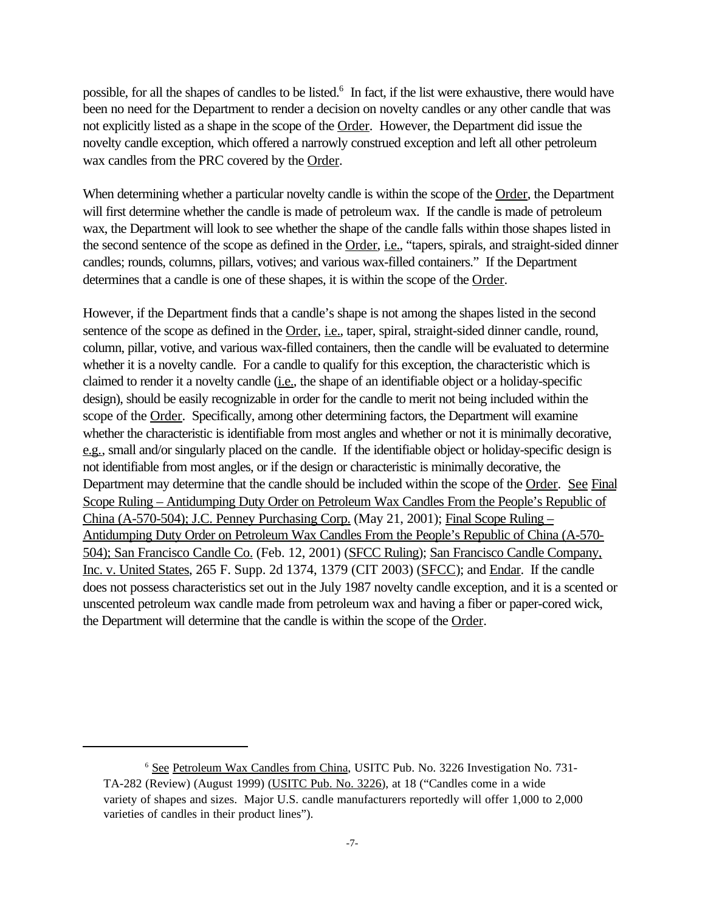possible, for all the shapes of candles to be listed.[6] In fact, if the list were exhaustive, there would have been no need for the Department to render a decision on novelty candles or any other candle that was not explicitly listed as a shape in the scope of the Order. However, the Department did issue the novelty candle exception, which offered a narrowly construed exception and left all other petroleum wax candles from the PRC covered by the Order.

When determining whether a particular novelty candle is within the scope of the Order, the Department will first determine whether the candle is made of petroleum wax. If the candle is made of petroleum wax, the Department will look to see whether the shape of the candle falls within those shapes listed in the second sentence of the scope as defined in the Order, i.e., "tapers, spirals, and straight-sided dinner candles; rounds, columns, pillars, votives; and various wax-filled containers." If the Department determines that a candle is one of these shapes, it is within the scope of the Order.

However, if the Department finds that a candle's shape is not among the shapes listed in the second sentence of the scope as defined in the Order, i.e., taper, spiral, straight-sided dinner candle, round, column, pillar, votive, and various wax-filled containers, then the candle will be evaluated to determine whether it is a novelty candle. For a candle to qualify for this exception, the characteristic which is claimed to render it a novelty candle (i.e., the shape of an identifiable object or a holiday-specific design), should be easily recognizable in order for the candle to merit not being included within the scope of the Order. Specifically, among other determining factors, the Department will examine whether the characteristic is identifiable from most angles and whether or not it is minimally decorative, e.g., small and/or singularly placed on the candle. If the identifiable object or holiday-specific design is not identifiable from most angles, or if the design or characteristic is minimally decorative, the Department may determine that the candle should be included within the scope of the Order. See Final Scope Ruling – Antidumping Duty Order on Petroleum Wax Candles From the People's Republic of China (A-570-504); J.C. Penney Purchasing Corp. (May 21, 2001); Final Scope Ruling – Antidumping Duty Order on Petroleum Wax Candles From the People's Republic of China (A-570-504); San Francisco Candle Co. (Feb. 12, 2001) (SFCC Ruling); San Francisco Candle Company, Inc. v. United States, 265 F. Supp. 2d 1374, 1379 (CIT 2003) (SFCC); and Endar. If the candle does not possess characteristics set out in the July 1987 novelty candle exception, and it is a scented or unscented petroleum wax candle made from petroleum wax and having a fiber or paper-cored wick, the Department will determine that the candle is within the scope of the Order.

---

[6] See Petroleum Wax Candles from China, USITC Pub. No. 3226 Investigation No. 731-TA-282 (Review) (August 1999) (USITC Pub. No. 3226), at 18 ("Candles come in a wide variety of shapes and sizes. Major U.S. candle manufacturers reportedly will offer 1,000 to 2,000 varieties of candles in their product lines").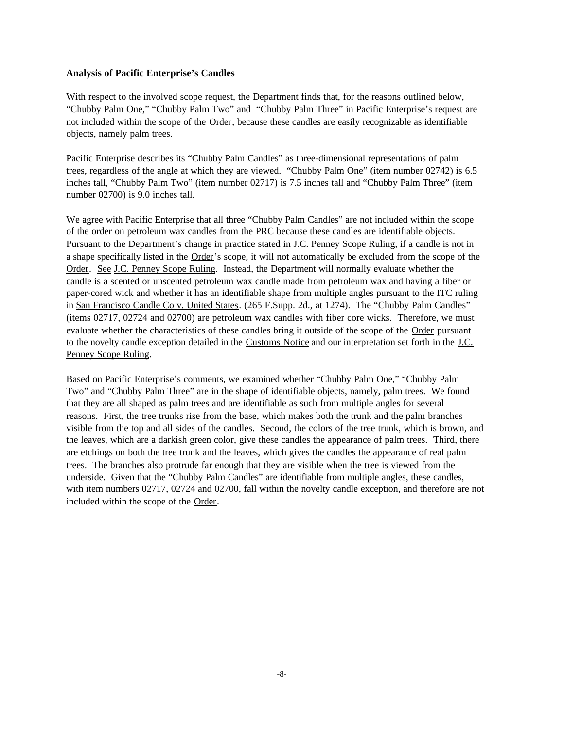**Analysis of Pacific Enterprise's Candles**

With respect to the involved scope request, the Department finds that, for the reasons outlined below, "Chubby Palm One," "Chubby Palm Two" and "Chubby Palm Three" in Pacific Enterprise's request are not included within the scope of the Order, because these candles are easily recognizable as identifiable objects, namely palm trees.

Pacific Enterprise describes its "Chubby Palm Candles" as three-dimensional representations of palm trees, regardless of the angle at which they are viewed. "Chubby Palm One" (item number 02742) is 6.5 inches tall, "Chubby Palm Two" (item number 02717) is 7.5 inches tall and "Chubby Palm Three" (item number 02700) is 9.0 inches tall.

We agree with Pacific Enterprise that all three "Chubby Palm Candles" are not included within the scope of the order on petroleum wax candles from the PRC because these candles are identifiable objects. Pursuant to the Department's change in practice stated in J.C. Penney Scope Ruling, if a candle is not in a shape specifically listed in the Order's scope, it will not automatically be excluded from the scope of the Order. See J.C. Penney Scope Ruling. Instead, the Department will normally evaluate whether the candle is a scented or unscented petroleum wax candle made from petroleum wax and having a fiber or paper-cored wick and whether it has an identifiable shape from multiple angles pursuant to the ITC ruling in San Francisco Candle Co v. United States. (265 F.Supp. 2d., at 1274). The "Chubby Palm Candles" (items 02717, 02724 and 02700) are petroleum wax candles with fiber core wicks. Therefore, we must evaluate whether the characteristics of these candles bring it outside of the scope of the Order pursuant to the novelty candle exception detailed in the Customs Notice and our interpretation set forth in the J.C. Penney Scope Ruling.

Based on Pacific Enterprise's comments, we examined whether "Chubby Palm One," "Chubby Palm Two" and "Chubby Palm Three" are in the shape of identifiable objects, namely, palm trees. We found that they are all shaped as palm trees and are identifiable as such from multiple angles for several reasons. First, the tree trunks rise from the base, which makes both the trunk and the palm branches visible from the top and all sides of the candles. Second, the colors of the tree trunk, which is brown, and the leaves, which are a darkish green color, give these candles the appearance of palm trees. Third, there are etchings on both the tree trunk and the leaves, which gives the candles the appearance of real palm trees. The branches also protrude far enough that they are visible when the tree is viewed from the underside. Given that the "Chubby Palm Candles" are identifiable from multiple angles, these candles, with item numbers 02717, 02724 and 02700, fall within the novelty candle exception, and therefore are not included within the scope of the Order.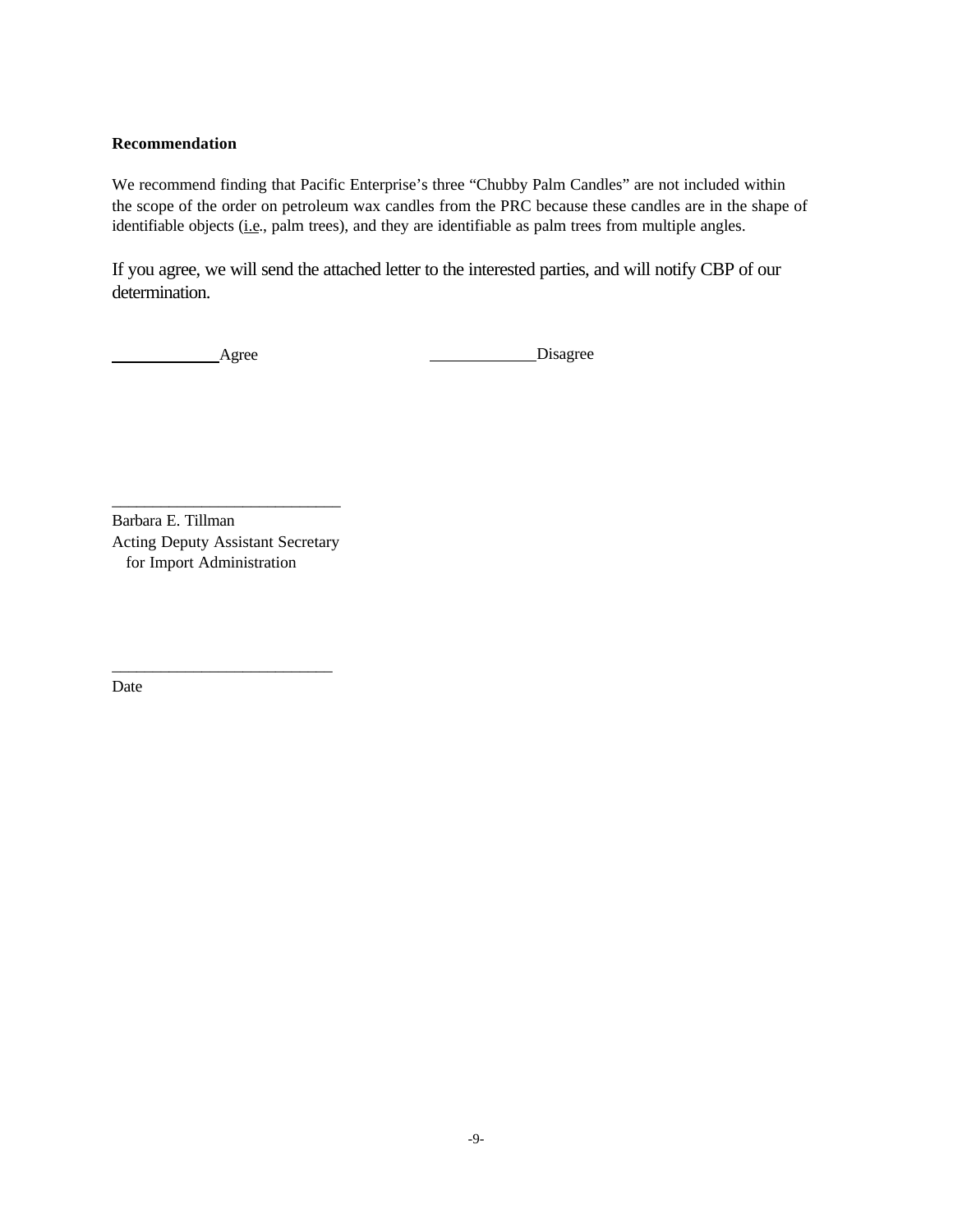**Recommendation**

We recommend finding that Pacific Enterprise's three "Chubby Palm Candles" are not included within the scope of the order on petroleum wax candles from the PRC because these candles are in the shape of identifiable objects (i.e., palm trees), and they are identifiable as palm trees from multiple angles.

If you agree, we will send the attached letter to the interested parties, and will notify CBP of our determination.

\_\_\_\_\_\_\_\_\_\_\_\_ Agree                    \_\_\_\_\_\_\_\_\_\_\_\_ Disagree

\_\_\_\_\_\_\_\_\_\_\_\_\_\_\_\_\_\_\_\_\_\_\_\_\_\_\_\_

Barbara E. Tillman
Acting Deputy Assistant Secretary
  for Import Administration

\_\_\_\_\_\_\_\_\_\_\_\_\_\_\_\_\_\_\_\_\_\_\_\_\_\_\_\_

Date